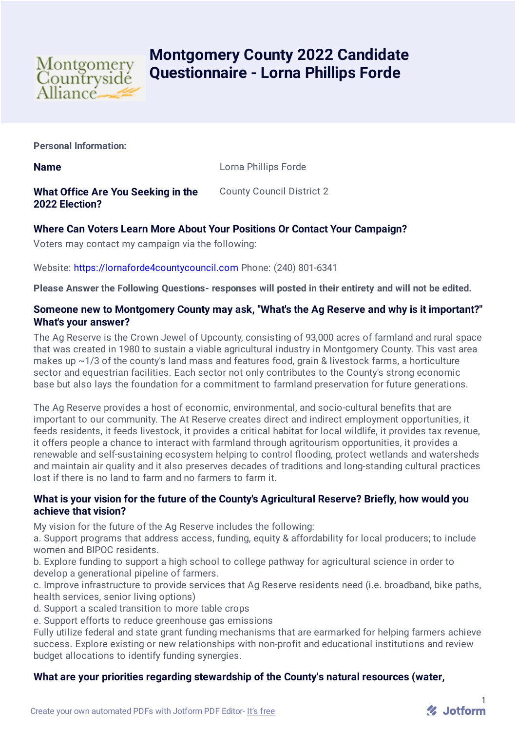# Montgomery County 2022 Candidate Questionnaire - Lorna Phillips Forde

**Personal Information:**

**Name** Lorna Phillips Forde

**What Office Are You Seeking in the 2022 Election?** County Council District 2

## Where Can Voters Learn More About Your Positions Or Contact Your Campaign?

Voters may contact my campaign via the following:

Website: https://lornaforde4countycouncil.com Phone: (240) 801-6341

**Please Answer the Following Questions- responses will posted in their entirety and will not be edited.**

## Someone new to Montgomery County may ask, "What's the Ag Reserve and why is it important?" What's your answer?

The Ag Reserve is the Crown Jewel of Upcounty, consisting of 93,000 acres of farmland and rural space that was created in 1980 to sustain a viable agricultural industry in Montgomery County. This vast area makes up ~1/3 of the county's land mass and features food, grain & livestock farms, a horticulture sector and equestrian facilities. Each sector not only contributes to the County's strong economic base but also lays the foundation for a commitment to farmland preservation for future generations.

The Ag Reserve provides a host of economic, environmental, and socio-cultural benefits that are important to our community. The At Reserve creates direct and indirect employment opportunities, it feeds residents, it feeds livestock, it provides a critical habitat for local wildlife, it provides tax revenue, it offers people a chance to interact with farmland through agritourism opportunities, it provides a renewable and self-sustaining ecosystem helping to control flooding, protect wetlands and watersheds and maintain air quality and it also preserves decades of traditions and long-standing cultural practices lost if there is no land to farm and no farmers to farm it.

## What is your vision for the future of the County's Agricultural Reserve? Briefly, how would you achieve that vision?

My vision for the future of the Ag Reserve includes the following:
a. Support programs that address access, funding, equity & affordability for local producers; to include women and BIPOC residents.
b. Explore funding to support a high school to college pathway for agricultural science in order to develop a generational pipeline of farmers.
c. Improve infrastructure to provide services that Ag Reserve residents need (i.e. broadband, bike paths, health services, senior living options)
d. Support a scaled transition to more table crops
e. Support efforts to reduce greenhouse gas emissions
Fully utilize federal and state grant funding mechanisms that are earmarked for helping farmers achieve success. Explore existing or new relationships with non-profit and educational institutions and review budget allocations to identify funding synergies.

## What are your priorities regarding stewardship of the County's natural resources (water,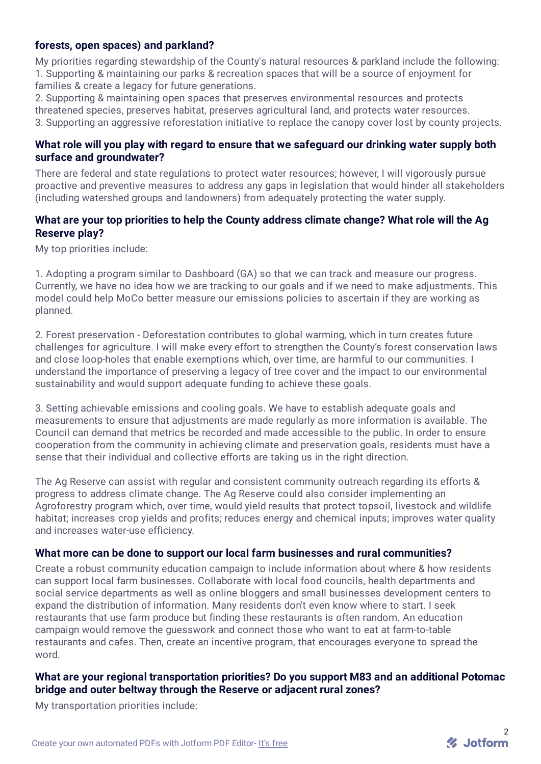**forests, open spaces) and parkland?**

My priorities regarding stewardship of the County's natural resources & parkland include the following:
1. Supporting & maintaining our parks & recreation spaces that will be a source of enjoyment for families & create a legacy for future generations.
2. Supporting & maintaining open spaces that preserves environmental resources and protects threatened species, preserves habitat, preserves agricultural land, and protects water resources.
3. Supporting an aggressive reforestation initiative to replace the canopy cover lost by county projects.

**What role will you play with regard to ensure that we safeguard our drinking water supply both surface and groundwater?**

There are federal and state regulations to protect water resources; however, I will vigorously pursue proactive and preventive measures to address any gaps in legislation that would hinder all stakeholders (including watershed groups and landowners) from adequately protecting the water supply.

**What are your top priorities to help the County address climate change? What role will the Ag Reserve play?**

My top priorities include:

1. Adopting a program similar to Dashboard (GA) so that we can track and measure our progress. Currently, we have no idea how we are tracking to our goals and if we need to make adjustments. This model could help MoCo better measure our emissions policies to ascertain if they are working as planned.

2. Forest preservation - Deforestation contributes to global warming, which in turn creates future challenges for agriculture. I will make every effort to strengthen the County's forest conservation laws and close loop-holes that enable exemptions which, over time, are harmful to our communities. I understand the importance of preserving a legacy of tree cover and the impact to our environmental sustainability and would support adequate funding to achieve these goals.

3. Setting achievable emissions and cooling goals. We have to establish adequate goals and measurements to ensure that adjustments are made regularly as more information is available. The Council can demand that metrics be recorded and made accessible to the public. In order to ensure cooperation from the community in achieving climate and preservation goals, residents must have a sense that their individual and collective efforts are taking us in the right direction.

The Ag Reserve can assist with regular and consistent community outreach regarding its efforts & progress to address climate change. The Ag Reserve could also consider implementing an Agroforestry program which, over time, would yield results that protect topsoil, livestock and wildlife habitat; increases crop yields and profits; reduces energy and chemical inputs; improves water quality and increases water-use efficiency.

**What more can be done to support our local farm businesses and rural communities?**

Create a robust community education campaign to include information about where & how residents can support local farm businesses. Collaborate with local food councils, health departments and social service departments as well as online bloggers and small businesses development centers to expand the distribution of information. Many residents don't even know where to start. I seek restaurants that use farm produce but finding these restaurants is often random. An education campaign would remove the guesswork and connect those who want to eat at farm-to-table restaurants and cafes. Then, create an incentive program, that encourages everyone to spread the word.

**What are your regional transportation priorities? Do you support M83 and an additional Potomac bridge and outer beltway through the Reserve or adjacent rural zones?**

My transportation priorities include: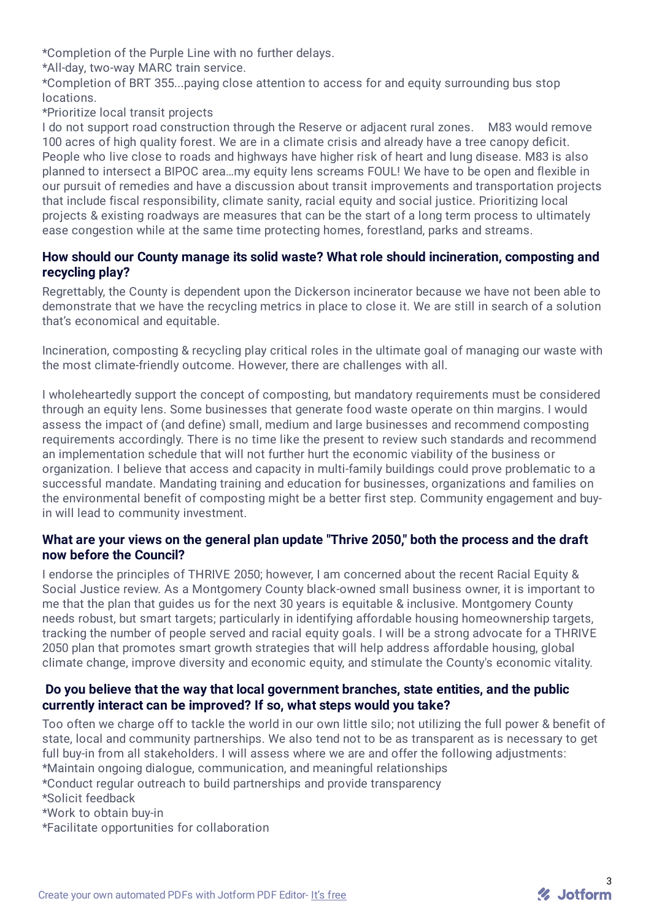*Completion of the Purple Line with no further delays.
*All-day, two-way MARC train service.
*Completion of BRT 355...paying close attention to access for and equity surrounding bus stop locations.
*Prioritize local transit projects
I do not support road construction through the Reserve or adjacent rural zones. M83 would remove 100 acres of high quality forest. We are in a climate crisis and already have a tree canopy deficit. People who live close to roads and highways have higher risk of heart and lung disease. M83 is also planned to intersect a BIPOC area…my equity lens screams FOUL! We have to be open and flexible in our pursuit of remedies and have a discussion about transit improvements and transportation projects that include fiscal responsibility, climate sanity, racial equity and social justice. Prioritizing local projects & existing roadways are measures that can be the start of a long term process to ultimately ease congestion while at the same time protecting homes, forestland, parks and streams.

### How should our County manage its solid waste? What role should incineration, composting and recycling play?

Regrettably, the County is dependent upon the Dickerson incinerator because we have not been able to demonstrate that we have the recycling metrics in place to close it. We are still in search of a solution that's economical and equitable.

Incineration, composting & recycling play critical roles in the ultimate goal of managing our waste with the most climate-friendly outcome. However, there are challenges with all.

I wholeheartedly support the concept of composting, but mandatory requirements must be considered through an equity lens. Some businesses that generate food waste operate on thin margins. I would assess the impact of (and define) small, medium and large businesses and recommend composting requirements accordingly. There is no time like the present to review such standards and recommend an implementation schedule that will not further hurt the economic viability of the business or organization. I believe that access and capacity in multi-family buildings could prove problematic to a successful mandate. Mandating training and education for businesses, organizations and families on the environmental benefit of composting might be a better first step. Community engagement and buy-in will lead to community investment.

### What are your views on the general plan update "Thrive 2050," both the process and the draft now before the Council?

I endorse the principles of THRIVE 2050; however, I am concerned about the recent Racial Equity & Social Justice review. As a Montgomery County black-owned small business owner, it is important to me that the plan that guides us for the next 30 years is equitable & inclusive. Montgomery County needs robust, but smart targets; particularly in identifying affordable housing homeownership targets, tracking the number of people served and racial equity goals. I will be a strong advocate for a THRIVE 2050 plan that promotes smart growth strategies that will help address affordable housing, global climate change, improve diversity and economic equity, and stimulate the County's economic vitality.

### Do you believe that the way that local government branches, state entities, and the public currently interact can be improved? If so, what steps would you take?

Too often we charge off to tackle the world in our own little silo; not utilizing the full power & benefit of state, local and community partnerships. We also tend not to be as transparent as is necessary to get full buy-in from all stakeholders. I will assess where we are and offer the following adjustments:
*Maintain ongoing dialogue, communication, and meaningful relationships
*Conduct regular outreach to build partnerships and provide transparency
*Solicit feedback
*Work to obtain buy-in
*Facilitate opportunities for collaboration